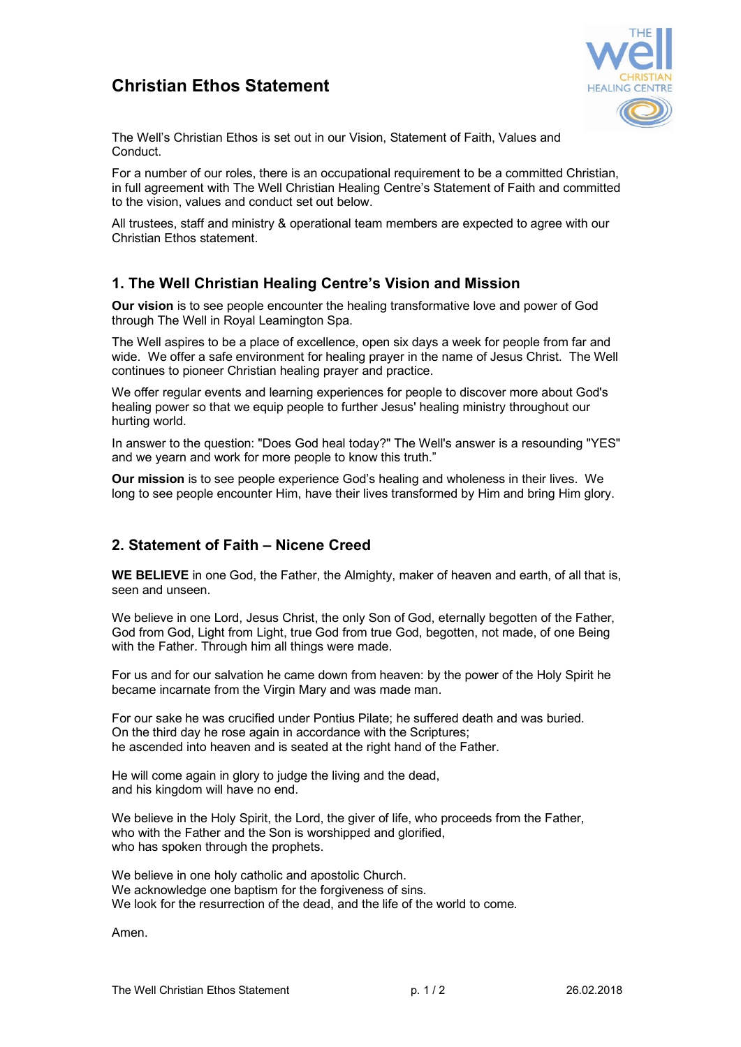# Christian Ethos Statement

The Well's Christian Ethos is set out in our Vision, Statement of Faith, Values and Conduct.

For a number of our roles, there is an occupational requirement to be a committed Christian, in full agreement with The Well Christian Healing Centre's Statement of Faith and committed to the vision, values and conduct set out below.

All trustees, staff and ministry & operational team members are expected to agree with our Christian Ethos statement.

## 1. The Well Christian Healing Centre's Vision and Mission

**Our vision** is to see people encounter the healing transformative love and power of God through The Well in Royal Leamington Spa.

The Well aspires to be a place of excellence, open six days a week for people from far and wide. We offer a safe environment for healing prayer in the name of Jesus Christ. The Well continues to pioneer Christian healing prayer and practice.

We offer regular events and learning experiences for people to discover more about God's healing power so that we equip people to further Jesus' healing ministry throughout our hurting world.

In answer to the question: "Does God heal today?" The Well's answer is a resounding "YES" and we yearn and work for more people to know this truth."

**Our mission** is to see people experience God's healing and wholeness in their lives. We long to see people encounter Him, have their lives transformed by Him and bring Him glory.

## 2. Statement of Faith – Nicene Creed

**WE BELIEVE** in one God, the Father, the Almighty, maker of heaven and earth, of all that is, seen and unseen.

We believe in one Lord, Jesus Christ, the only Son of God, eternally begotten of the Father, God from God, Light from Light, true God from true God, begotten, not made, of one Being with the Father. Through him all things were made.

For us and for our salvation he came down from heaven: by the power of the Holy Spirit he became incarnate from the Virgin Mary and was made man.

For our sake he was crucified under Pontius Pilate; he suffered death and was buried.
On the third day he rose again in accordance with the Scriptures;
he ascended into heaven and is seated at the right hand of the Father.

He will come again in glory to judge the living and the dead,
and his kingdom will have no end.

We believe in the Holy Spirit, the Lord, the giver of life, who proceeds from the Father,
who with the Father and the Son is worshipped and glorified,
who has spoken through the prophets.

We believe in one holy catholic and apostolic Church.
We acknowledge one baptism for the forgiveness of sins.
We look for the resurrection of the dead, and the life of the world to come.

Amen.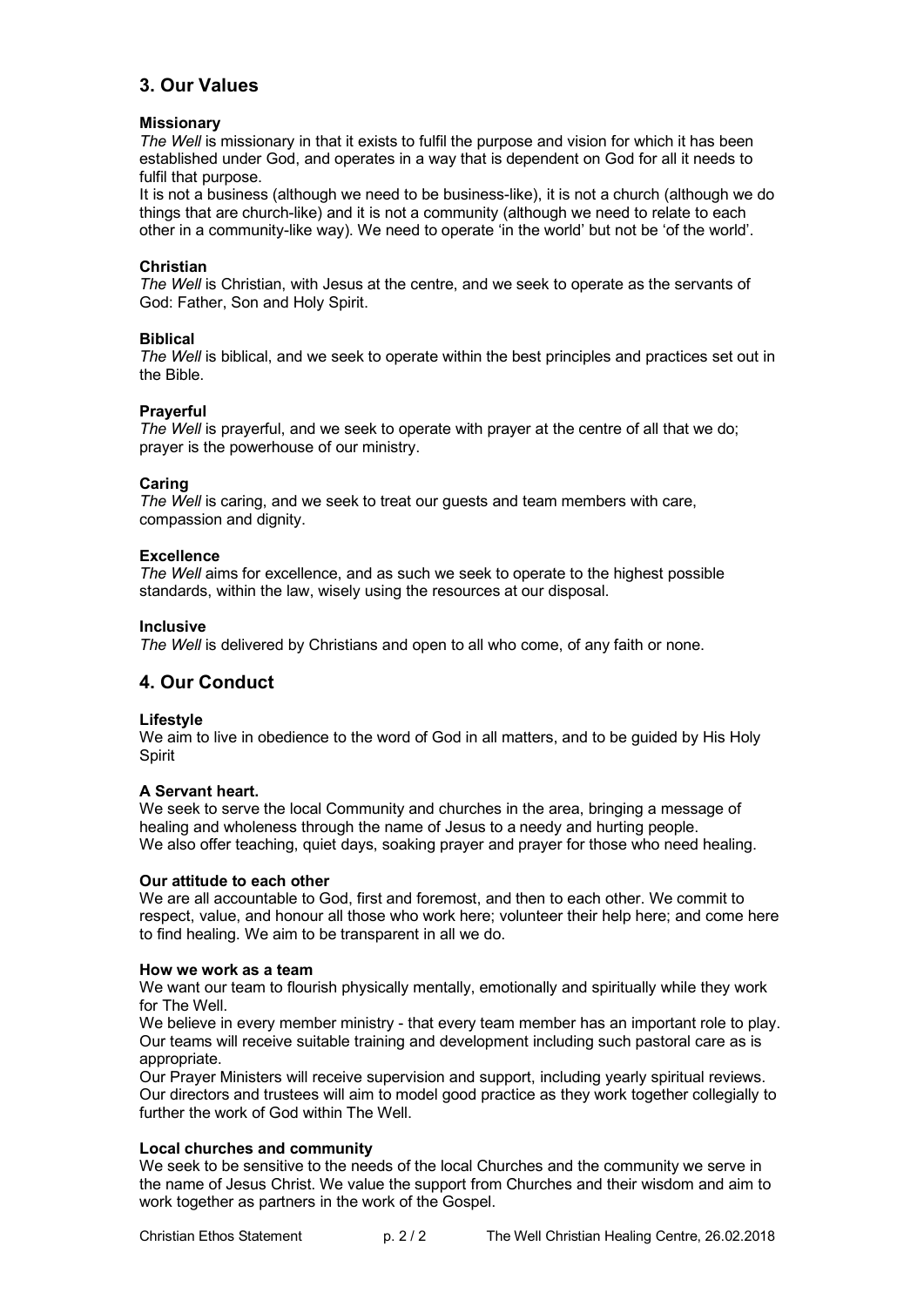## 3. Our Values

**Missionary**

*The Well* is missionary in that it exists to fulfil the purpose and vision for which it has been established under God, and operates in a way that is dependent on God for all it needs to fulfil that purpose.

It is not a business (although we need to be business-like), it is not a church (although we do things that are church-like) and it is not a community (although we need to relate to each other in a community-like way). We need to operate 'in the world' but not be 'of the world'.

**Christian**

*The Well* is Christian, with Jesus at the centre, and we seek to operate as the servants of God: Father, Son and Holy Spirit.

**Biblical**

*The Well* is biblical, and we seek to operate within the best principles and practices set out in the Bible.

**Prayerful**

*The Well* is prayerful, and we seek to operate with prayer at the centre of all that we do; prayer is the powerhouse of our ministry.

**Caring**

*The Well* is caring, and we seek to treat our guests and team members with care, compassion and dignity.

**Excellence**

*The Well* aims for excellence, and as such we seek to operate to the highest possible standards, within the law, wisely using the resources at our disposal.

**Inclusive**

*The Well* is delivered by Christians and open to all who come, of any faith or none.

## 4. Our Conduct

**Lifestyle**

We aim to live in obedience to the word of God in all matters, and to be guided by His Holy Spirit

**A Servant heart.**

We seek to serve the local Community and churches in the area, bringing a message of healing and wholeness through the name of Jesus to a needy and hurting people.
We also offer teaching, quiet days, soaking prayer and prayer for those who need healing.

**Our attitude to each other**

We are all accountable to God, first and foremost, and then to each other. We commit to respect, value, and honour all those who work here; volunteer their help here; and come here to find healing. We aim to be transparent in all we do.

**How we work as a team**

We want our team to flourish physically mentally, emotionally and spiritually while they work for The Well.

We believe in every member ministry - that every team member has an important role to play.
Our teams will receive suitable training and development including such pastoral care as is appropriate.

Our Prayer Ministers will receive supervision and support, including yearly spiritual reviews.
Our directors and trustees will aim to model good practice as they work together collegially to further the work of God within The Well.

**Local churches and community**

We seek to be sensitive to the needs of the local Churches and the community we serve in the name of Jesus Christ. We value the support from Churches and their wisdom and aim to work together as partners in the work of the Gospel.